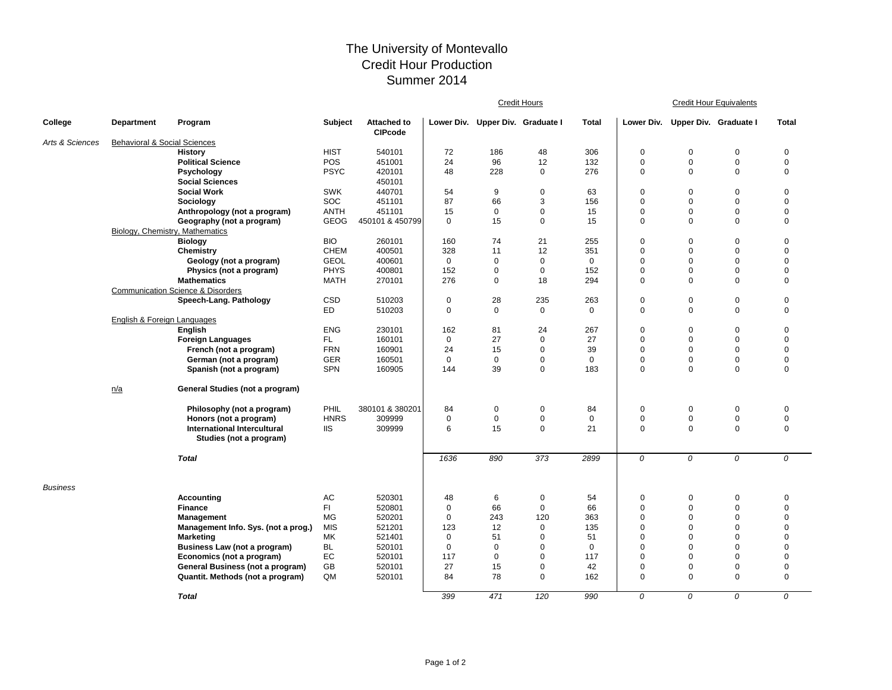# The University of Montevallo
## Credit Hour Production
## Summer 2014

| College | Department | Program | Subject | Attached to CIPcode | Credit Hours | | | | Credit Hour Equivalents | | | |
|---|---|---|---|---|---|---|---|---|---|---|---|---|
| | | | | | Lower Div. | Upper Div. | Graduate I | Total | Lower Div. | Upper Div. | Graduate I | Total |
| *Arts & Sciences* | Behavioral & Social Sciences | | | | | | | | | | | |
| | | **History** | HIST | 540101 | 72 | 186 | 48 | 306 | 0 | 0 | 0 | 0 |
| | | **Political Science** | POS | 451001 | 24 | 96 | 12 | 132 | 0 | 0 | 0 | 0 |
| | | **Psychology** | PSYC | 420101 | 48 | 228 | 0 | 276 | 0 | 0 | 0 | 0 |
| | | **Social Sciences** | | 450101 | | | | | | | | |
| | | **Social Work** | SWK | 440701 | 54 | 9 | 0 | 63 | 0 | 0 | 0 | 0 |
| | | **Sociology** | SOC | 451101 | 87 | 66 | 3 | 156 | 0 | 0 | 0 | 0 |
| | | **Anthropology (not a program)** | ANTH | 451101 | 15 | 0 | 0 | 15 | 0 | 0 | 0 | 0 |
| | | **Geography (not a program)** | GEOG | 450101 & 450799 | 0 | 15 | 0 | 15 | 0 | 0 | 0 | 0 |
| | Biology, Chemistry, Mathematics | | | | | | | | | | | |
| | | **Biology** | BIO | 260101 | 160 | 74 | 21 | 255 | 0 | 0 | 0 | 0 |
| | | **Chemistry** | CHEM | 400501 | 328 | 11 | 12 | 351 | 0 | 0 | 0 | 0 |
| | | **Geology (not a program)** | GEOL | 400601 | 0 | 0 | 0 | 0 | 0 | 0 | 0 | 0 |
| | | **Physics (not a program)** | PHYS | 400801 | 152 | 0 | 0 | 152 | 0 | 0 | 0 | 0 |
| | | **Mathematics** | MATH | 270101 | 276 | 0 | 18 | 294 | 0 | 0 | 0 | 0 |
| | Communication Science & Disorders | | | | | | | | | | | |
| | | **Speech-Lang. Pathology** | CSD | 510203 | 0 | 28 | 235 | 263 | 0 | 0 | 0 | 0 |
| | | | ED | 510203 | 0 | 0 | 0 | 0 | 0 | 0 | 0 | 0 |
| | English & Foreign Languages | | | | | | | | | | | |
| | | **English** | ENG | 230101 | 162 | 81 | 24 | 267 | 0 | 0 | 0 | 0 |
| | | **Foreign Languages** | FL | 160101 | 0 | 27 | 0 | 27 | 0 | 0 | 0 | 0 |
| | | **French (not a program)** | FRN | 160901 | 24 | 15 | 0 | 39 | 0 | 0 | 0 | 0 |
| | | **German (not a program)** | GER | 160501 | 0 | 0 | 0 | 0 | 0 | 0 | 0 | 0 |
| | | **Spanish (not a program)** | SPN | 160905 | 144 | 39 | 0 | 183 | 0 | 0 | 0 | 0 |
| | n/a | **General Studies (not a program)** | | | | | | | | | | |
| | | **Philosophy (not a program)** | PHIL | 380101 & 380201 | 84 | 0 | 0 | 84 | 0 | 0 | 0 | 0 |
| | | **Honors (not a program)** | HNRS | 309999 | 0 | 0 | 0 | 0 | 0 | 0 | 0 | 0 |
| | | **International Intercultural Studies (not a program)** | IIS | 309999 | 6 | 15 | 0 | 21 | 0 | 0 | 0 | 0 |
| | | ***Total*** | | | *1636* | *890* | *373* | *2899* | *0* | *0* | *0* | *0* |
| *Business* | | | | | | | | | | | | |
| | | **Accounting** | AC | 520301 | 48 | 6 | 0 | 54 | 0 | 0 | 0 | 0 |
| | | **Finance** | FI | 520801 | 0 | 66 | 0 | 66 | 0 | 0 | 0 | 0 |
| | | **Management** | MG | 520201 | 0 | 243 | 120 | 363 | 0 | 0 | 0 | 0 |
| | | **Management Info. Sys. (not a prog.)** | MIS | 521201 | 123 | 12 | 0 | 135 | 0 | 0 | 0 | 0 |
| | | **Marketing** | MK | 521401 | 0 | 51 | 0 | 51 | 0 | 0 | 0 | 0 |
| | | **Business Law (not a program)** | BL | 520101 | 0 | 0 | 0 | 0 | 0 | 0 | 0 | 0 |
| | | **Economics (not a program)** | EC | 520101 | 117 | 0 | 0 | 117 | 0 | 0 | 0 | 0 |
| | | **General Business (not a program)** | GB | 520101 | 27 | 15 | 0 | 42 | 0 | 0 | 0 | 0 |
| | | **Quantit. Methods (not a program)** | QM | 520101 | 84 | 78 | 0 | 162 | 0 | 0 | 0 | 0 |
| | | ***Total*** | | | *399* | *471* | *120* | *990* | *0* | *0* | *0* | *0* |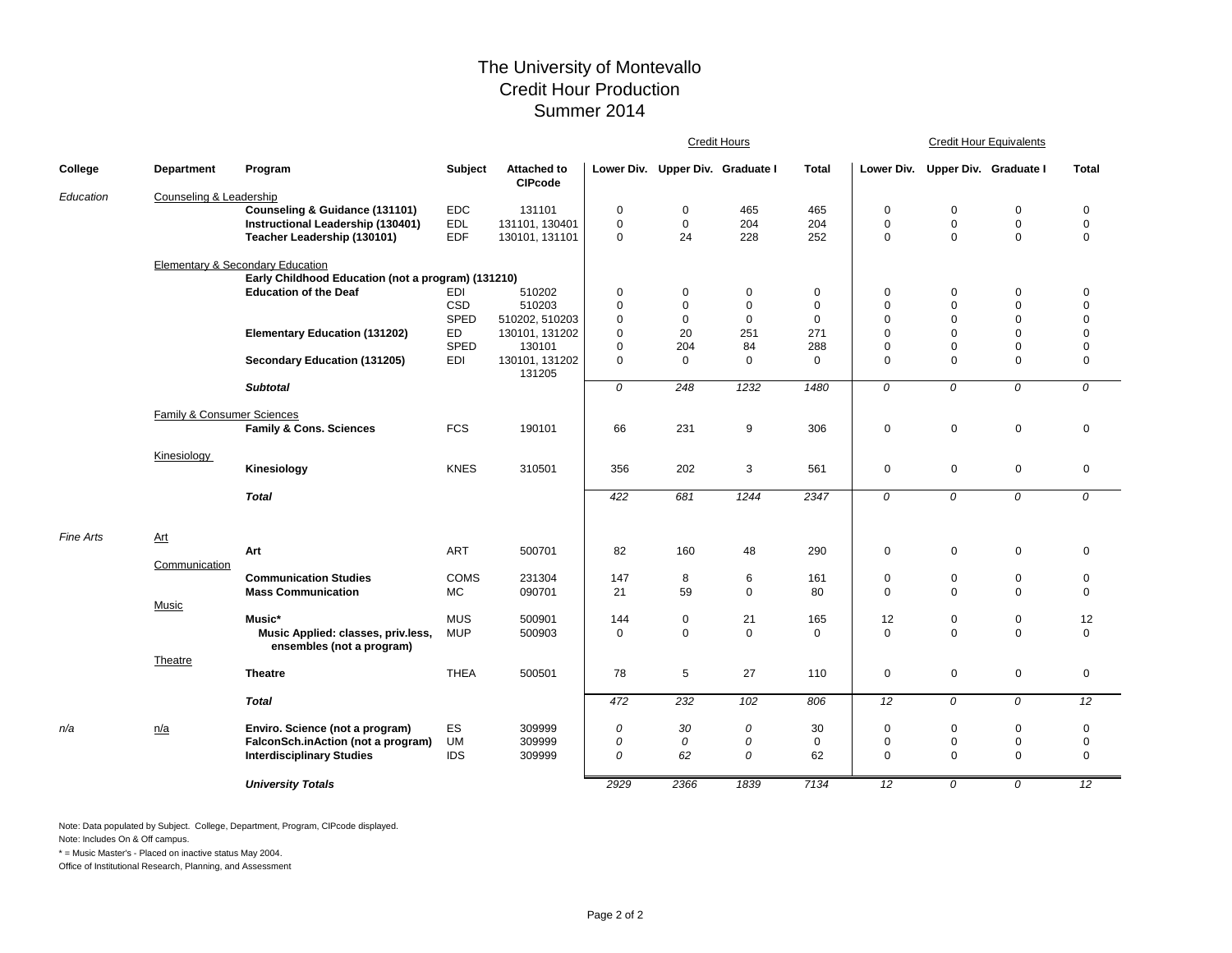# The University of Montevallo
## Credit Hour Production
## Summer 2014

| College | Department | Program | Subject | Attached to CIPcode | Credit Hours: Lower Div. | Credit Hours: Upper Div. | Credit Hours: Graduate I | Credit Hours: Total | Credit Hour Equivalents: Lower Div. | Credit Hour Equivalents: Upper Div. | Credit Hour Equivalents: Graduate I | Credit Hour Equivalents: Total |
|---|---|---|---|---|---|---|---|---|---|---|---|---|
| *Education* | Counseling & Leadership | | | | | | | | | | | |
| | | **Counseling & Guidance (131101)** | EDC | 131101 | 0 | 0 | 465 | 465 | 0 | 0 | 0 | 0 |
| | | **Instructional Leadership (130401)** | EDL | 131101, 130401 | 0 | 0 | 204 | 204 | 0 | 0 | 0 | 0 |
| | | **Teacher Leadership (130101)** | EDF | 130101, 131101 | 0 | 24 | 228 | 252 | 0 | 0 | 0 | 0 |
| | Elementary & Secondary Education | | | | | | | | | | | |
| | | **Early Childhood Education (not a program) (131210)** | | | | | | | | | | |
| | | **Education of the Deaf** | EDI | 510202 | 0 | 0 | 0 | 0 | 0 | 0 | 0 | 0 |
| | | | CSD | 510203 | 0 | 0 | 0 | 0 | 0 | 0 | 0 | 0 |
| | | | SPED | 510202, 510203 | 0 | 0 | 0 | 0 | 0 | 0 | 0 | 0 |
| | | **Elementary Education (131202)** | ED | 130101, 131202 | 0 | 20 | 251 | 271 | 0 | 0 | 0 | 0 |
| | | | SPED | 130101 | 0 | 204 | 84 | 288 | 0 | 0 | 0 | 0 |
| | | **Secondary Education (131205)** | EDI | 130101, 131202 131205 | 0 | 0 | 0 | 0 | 0 | 0 | 0 | 0 |
| | | ***Subtotal*** | | | *0* | *248* | *1232* | *1480* | *0* | *0* | *0* | *0* |
| | Family & Consumer Sciences | | | | | | | | | | | |
| | | **Family & Cons. Sciences** | FCS | 190101 | 66 | 231 | 9 | 306 | 0 | 0 | 0 | 0 |
| | Kinesiology | | | | | | | | | | | |
| | | **Kinesiology** | KNES | 310501 | 356 | 202 | 3 | 561 | 0 | 0 | 0 | 0 |
| | | ***Total*** | | | *422* | *681* | *1244* | *2347* | *0* | *0* | *0* | *0* |
| *Fine Arts* | Art | | | | | | | | | | | |
| | | **Art** | ART | 500701 | 82 | 160 | 48 | 290 | 0 | 0 | 0 | 0 |
| | Communication | | | | | | | | | | | |
| | | **Communication Studies** | COMS | 231304 | 147 | 8 | 6 | 161 | 0 | 0 | 0 | 0 |
| | | **Mass Communication** | MC | 090701 | 21 | 59 | 0 | 80 | 0 | 0 | 0 | 0 |
| | Music | | | | | | | | | | | |
| | | **Music*** | MUS | 500901 | 144 | 0 | 21 | 165 | 12 | 0 | 0 | 12 |
| | | **Music Applied: classes, priv.less, ensembles (not a program)** | MUP | 500903 | 0 | 0 | 0 | 0 | 0 | 0 | 0 | 0 |
| | Theatre | | | | | | | | | | | |
| | | **Theatre** | THEA | 500501 | 78 | 5 | 27 | 110 | 0 | 0 | 0 | 0 |
| | | ***Total*** | | | *472* | *232* | *102* | *806* | *12* | *0* | *0* | *12* |
| *n/a* | n/a | **Enviro. Science (not a program)** | ES | 309999 | *0* | *30* | *0* | 30 | 0 | 0 | 0 | 0 |
| | | **FalconSch.inAction (not a program)** | UM | 309999 | *0* | *0* | *0* | 0 | 0 | 0 | 0 | 0 |
| | | **Interdisciplinary Studies** | IDS | 309999 | *0* | *62* | *0* | 62 | 0 | 0 | 0 | 0 |
| | | ***University Totals*** | | | *2929* | *2366* | *1839* | *7134* | *12* | *0* | *0* | *12* |

Note: Data populated by Subject. College, Department, Program, CIPcode displayed.

Note: Includes On & Off campus.

* = Music Master's - Placed on inactive status May 2004.

Office of Institutional Research, Planning, and Assessment